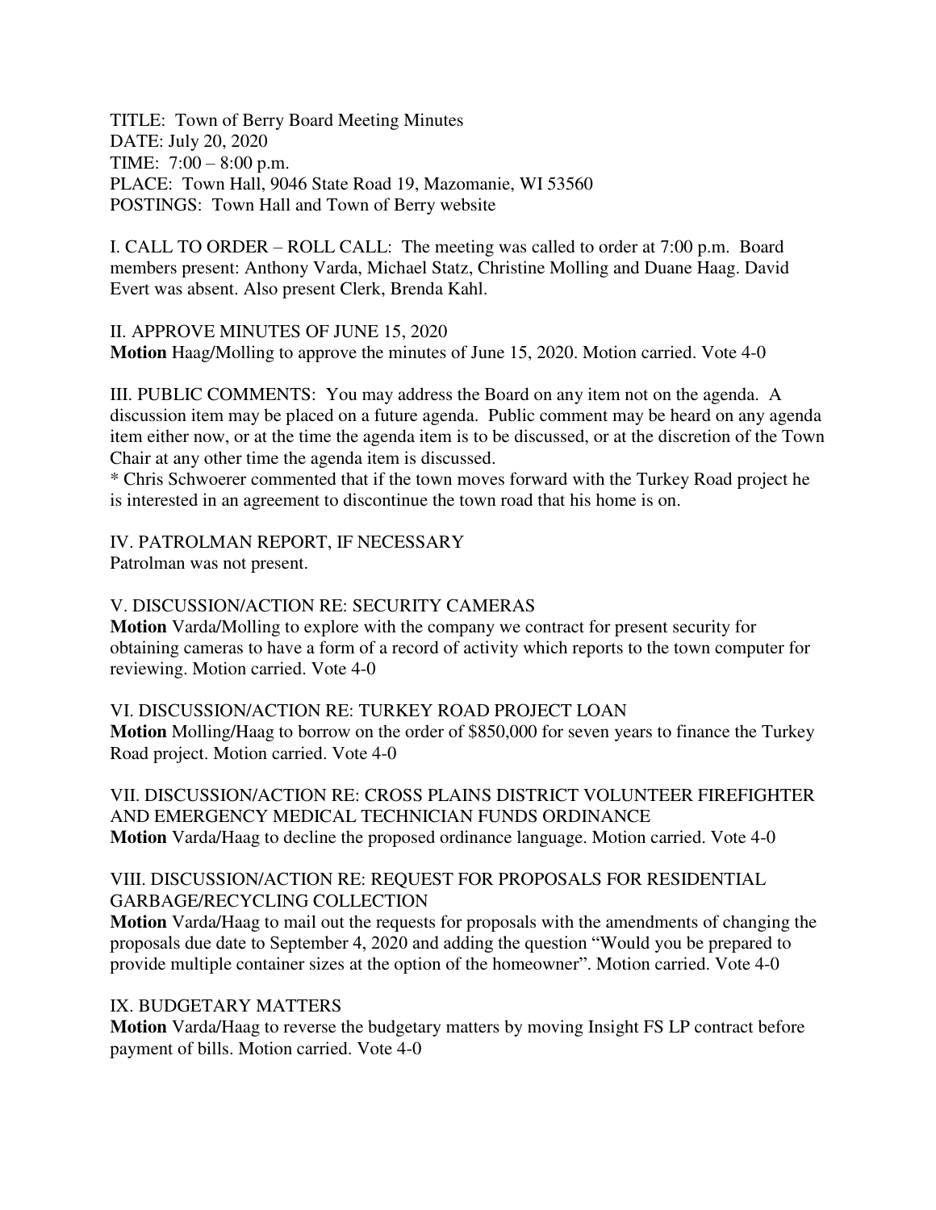TITLE: Town of Berry Board Meeting Minutes
DATE: July 20, 2020
TIME: 7:00 – 8:00 p.m.
PLACE: Town Hall, 9046 State Road 19, Mazomanie, WI 53560
POSTINGS: Town Hall and Town of Berry website

I. CALL TO ORDER – ROLL CALL: The meeting was called to order at 7:00 p.m. Board members present: Anthony Varda, Michael Statz, Christine Molling and Duane Haag. David Evert was absent. Also present Clerk, Brenda Kahl.

II. APPROVE MINUTES OF JUNE 15, 2020
**Motion** Haag/Molling to approve the minutes of June 15, 2020. Motion carried. Vote 4-0

III. PUBLIC COMMENTS: You may address the Board on any item not on the agenda. A discussion item may be placed on a future agenda. Public comment may be heard on any agenda item either now, or at the time the agenda item is to be discussed, or at the discretion of the Town Chair at any other time the agenda item is discussed.
* Chris Schwoerer commented that if the town moves forward with the Turkey Road project he is interested in an agreement to discontinue the town road that his home is on.

IV. PATROLMAN REPORT, IF NECESSARY
Patrolman was not present.

V. DISCUSSION/ACTION RE: SECURITY CAMERAS
**Motion** Varda/Molling to explore with the company we contract for present security for obtaining cameras to have a form of a record of activity which reports to the town computer for reviewing. Motion carried. Vote 4-0

VI. DISCUSSION/ACTION RE: TURKEY ROAD PROJECT LOAN
**Motion** Molling/Haag to borrow on the order of $850,000 for seven years to finance the Turkey Road project. Motion carried. Vote 4-0

VII. DISCUSSION/ACTION RE: CROSS PLAINS DISTRICT VOLUNTEER FIREFIGHTER AND EMERGENCY MEDICAL TECHNICIAN FUNDS ORDINANCE
**Motion** Varda/Haag to decline the proposed ordinance language. Motion carried. Vote 4-0

VIII. DISCUSSION/ACTION RE: REQUEST FOR PROPOSALS FOR RESIDENTIAL GARBAGE/RECYCLING COLLECTION
**Motion** Varda/Haag to mail out the requests for proposals with the amendments of changing the proposals due date to September 4, 2020 and adding the question "Would you be prepared to provide multiple container sizes at the option of the homeowner". Motion carried. Vote 4-0

IX. BUDGETARY MATTERS
**Motion** Varda/Haag to reverse the budgetary matters by moving Insight FS LP contract before payment of bills. Motion carried. Vote 4-0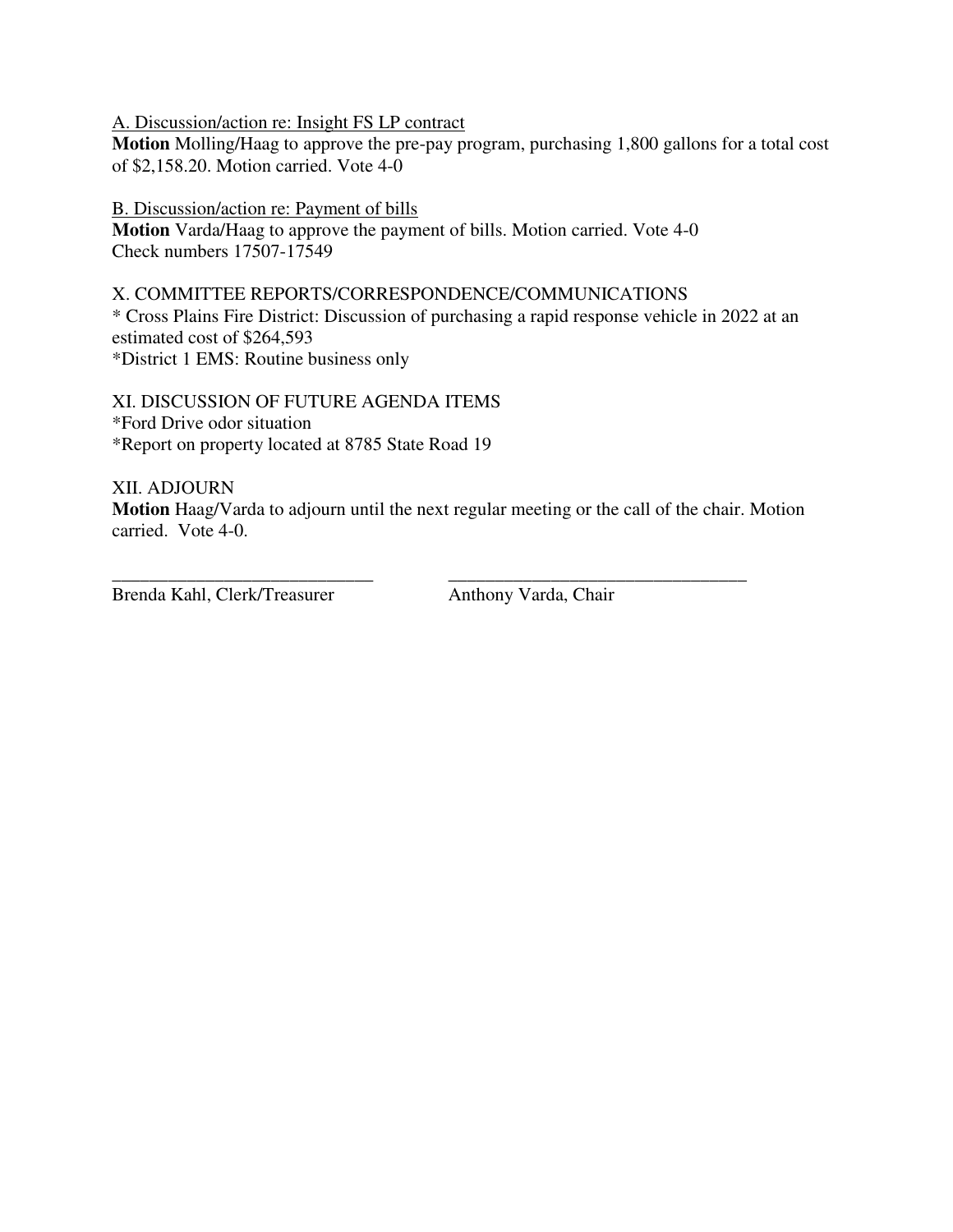A. Discussion/action re: Insight FS LP contract

**Motion** Molling/Haag to approve the pre-pay program, purchasing 1,800 gallons for a total cost of $2,158.20. Motion carried. Vote 4-0

B. Discussion/action re: Payment of bills

**Motion** Varda/Haag to approve the payment of bills. Motion carried. Vote 4-0
Check numbers 17507-17549

X. COMMITTEE REPORTS/CORRESPONDENCE/COMMUNICATIONS

* Cross Plains Fire District: Discussion of purchasing a rapid response vehicle in 2022 at an estimated cost of $264,593
*District 1 EMS: Routine business only

XI. DISCUSSION OF FUTURE AGENDA ITEMS

*Ford Drive odor situation
*Report on property located at 8785 State Road 19

XII. ADJOURN

**Motion** Haag/Varda to adjourn until the next regular meeting or the call of the chair. Motion carried. Vote 4-0.

\_\_\_\_\_\_\_\_\_\_\_\_\_\_\_\_\_\_\_\_\_\_\_\_\_\_\_\_ \_\_\_\_\_\_\_\_\_\_\_\_\_\_\_\_\_\_\_\_\_\_\_\_\_\_\_\_\_\_\_\_\_

Brenda Kahl, Clerk/Treasurer Anthony Varda, Chair